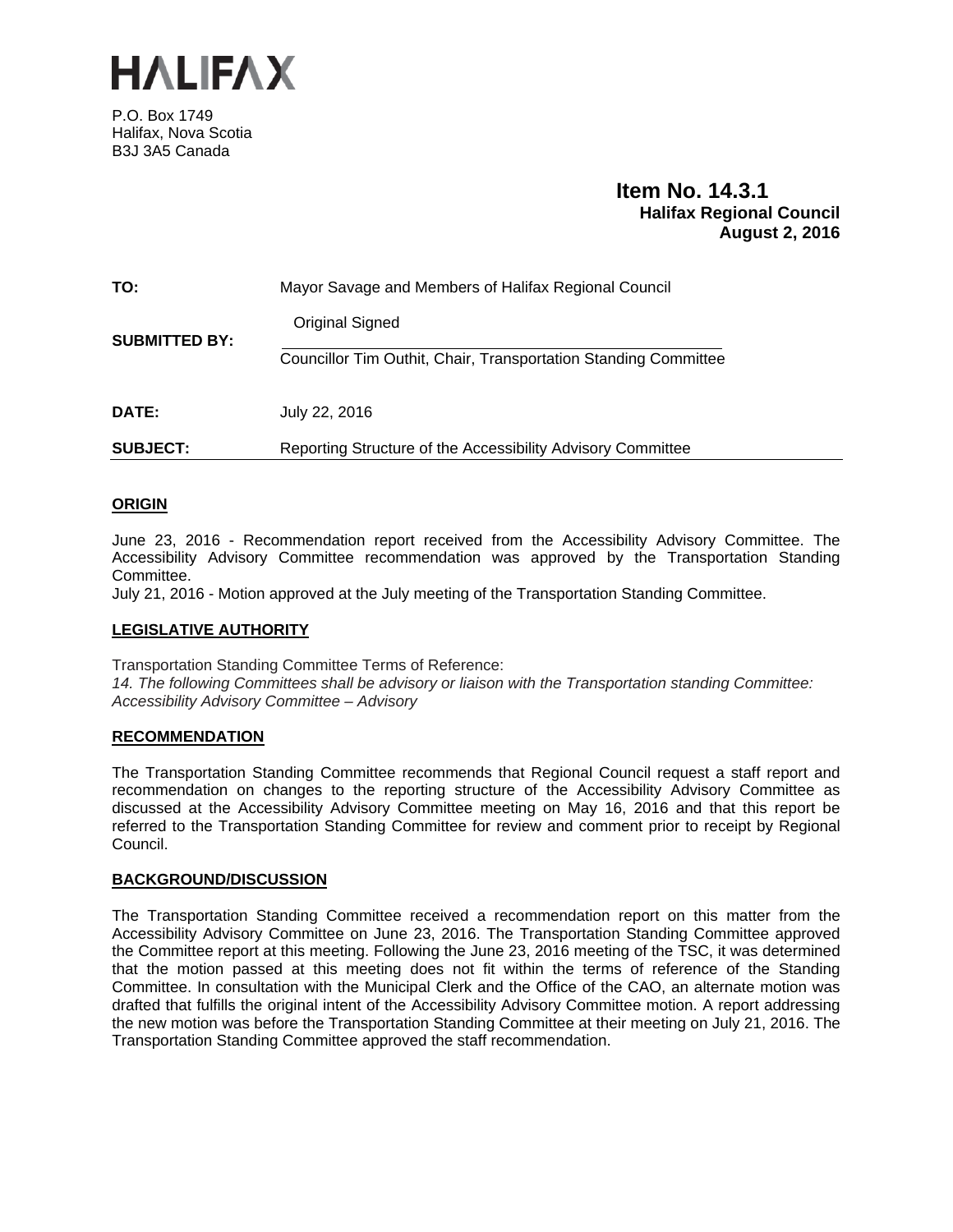# HALIFAX

P.O. Box 1749
Halifax, Nova Scotia
B3J 3A5 Canada

**Item No. 14.3.1**
**Halifax Regional Council**
**August 2, 2016**

| | |
|---|---|
| **TO:** | Mayor Savage and Members of Halifax Regional Council |
| **SUBMITTED BY:** | Original Signed<br>Councillor Tim Outhit, Chair, Transportation Standing Committee |
| **DATE:** | July 22, 2016 |
| **SUBJECT:** | Reporting Structure of the Accessibility Advisory Committee |

## ORIGIN

June 23, 2016 - Recommendation report received from the Accessibility Advisory Committee. The Accessibility Advisory Committee recommendation was approved by the Transportation Standing Committee.
July 21, 2016 - Motion approved at the July meeting of the Transportation Standing Committee.

## LEGISLATIVE AUTHORITY

Transportation Standing Committee Terms of Reference:
*14. The following Committees shall be advisory or liaison with the Transportation standing Committee: Accessibility Advisory Committee – Advisory*

## RECOMMENDATION

The Transportation Standing Committee recommends that Regional Council request a staff report and recommendation on changes to the reporting structure of the Accessibility Advisory Committee as discussed at the Accessibility Advisory Committee meeting on May 16, 2016 and that this report be referred to the Transportation Standing Committee for review and comment prior to receipt by Regional Council.

## BACKGROUND/DISCUSSION

The Transportation Standing Committee received a recommendation report on this matter from the Accessibility Advisory Committee on June 23, 2016. The Transportation Standing Committee approved the Committee report at this meeting. Following the June 23, 2016 meeting of the TSC, it was determined that the motion passed at this meeting does not fit within the terms of reference of the Standing Committee. In consultation with the Municipal Clerk and the Office of the CAO, an alternate motion was drafted that fulfills the original intent of the Accessibility Advisory Committee motion. A report addressing the new motion was before the Transportation Standing Committee at their meeting on July 21, 2016. The Transportation Standing Committee approved the staff recommendation.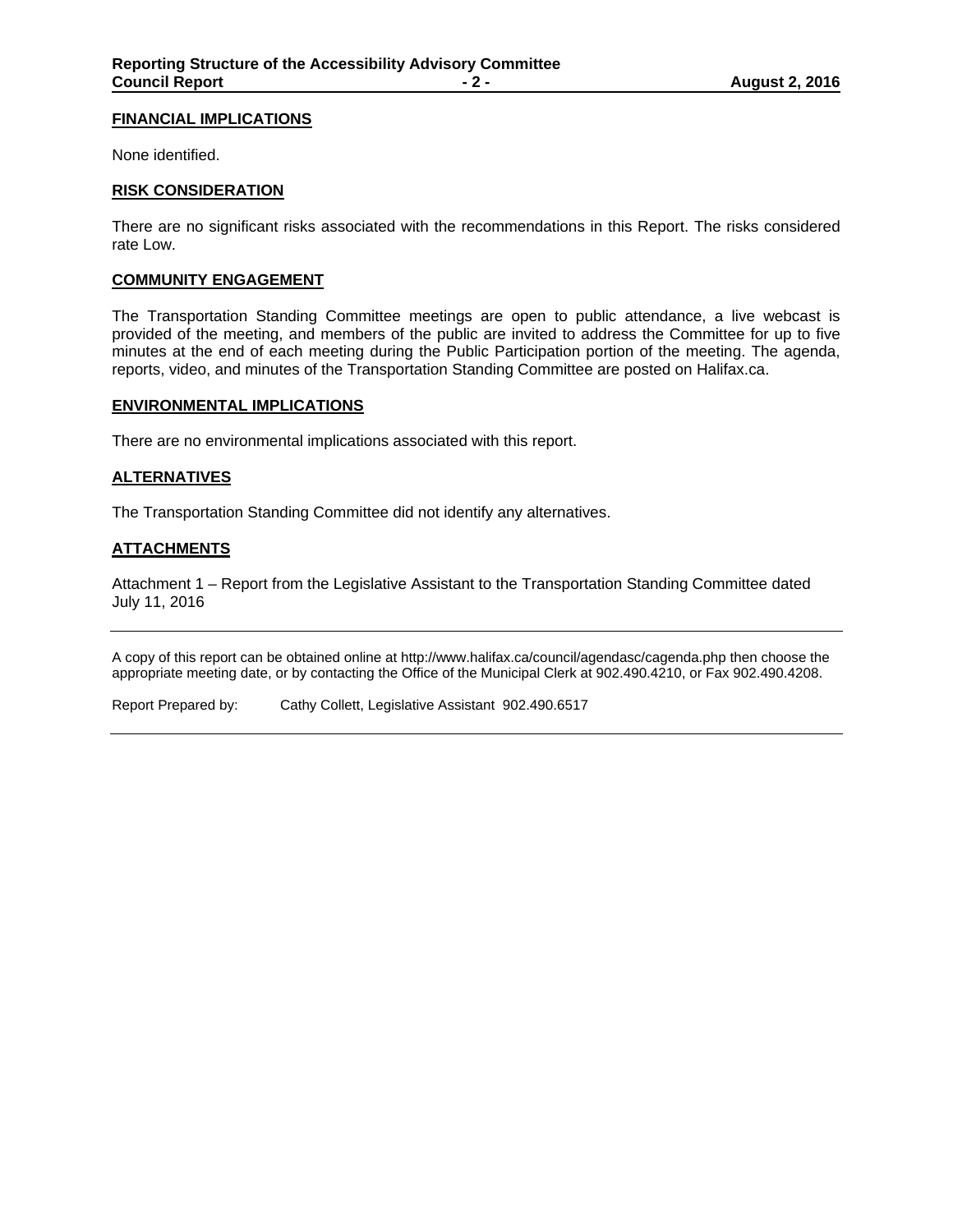## FINANCIAL IMPLICATIONS

None identified.

## RISK CONSIDERATION

There are no significant risks associated with the recommendations in this Report. The risks considered rate Low.

## COMMUNITY ENGAGEMENT

The Transportation Standing Committee meetings are open to public attendance, a live webcast is provided of the meeting, and members of the public are invited to address the Committee for up to five minutes at the end of each meeting during the Public Participation portion of the meeting. The agenda, reports, video, and minutes of the Transportation Standing Committee are posted on Halifax.ca.

## ENVIRONMENTAL IMPLICATIONS

There are no environmental implications associated with this report.

## ALTERNATIVES

The Transportation Standing Committee did not identify any alternatives.

## ATTACHMENTS

Attachment 1 – Report from the Legislative Assistant to the Transportation Standing Committee dated July 11, 2016

---

A copy of this report can be obtained online at http://www.halifax.ca/council/agendasc/cagenda.php then choose the appropriate meeting date, or by contacting the Office of the Municipal Clerk at 902.490.4210, or Fax 902.490.4208.

Report Prepared by: Cathy Collett, Legislative Assistant 902.490.6517

---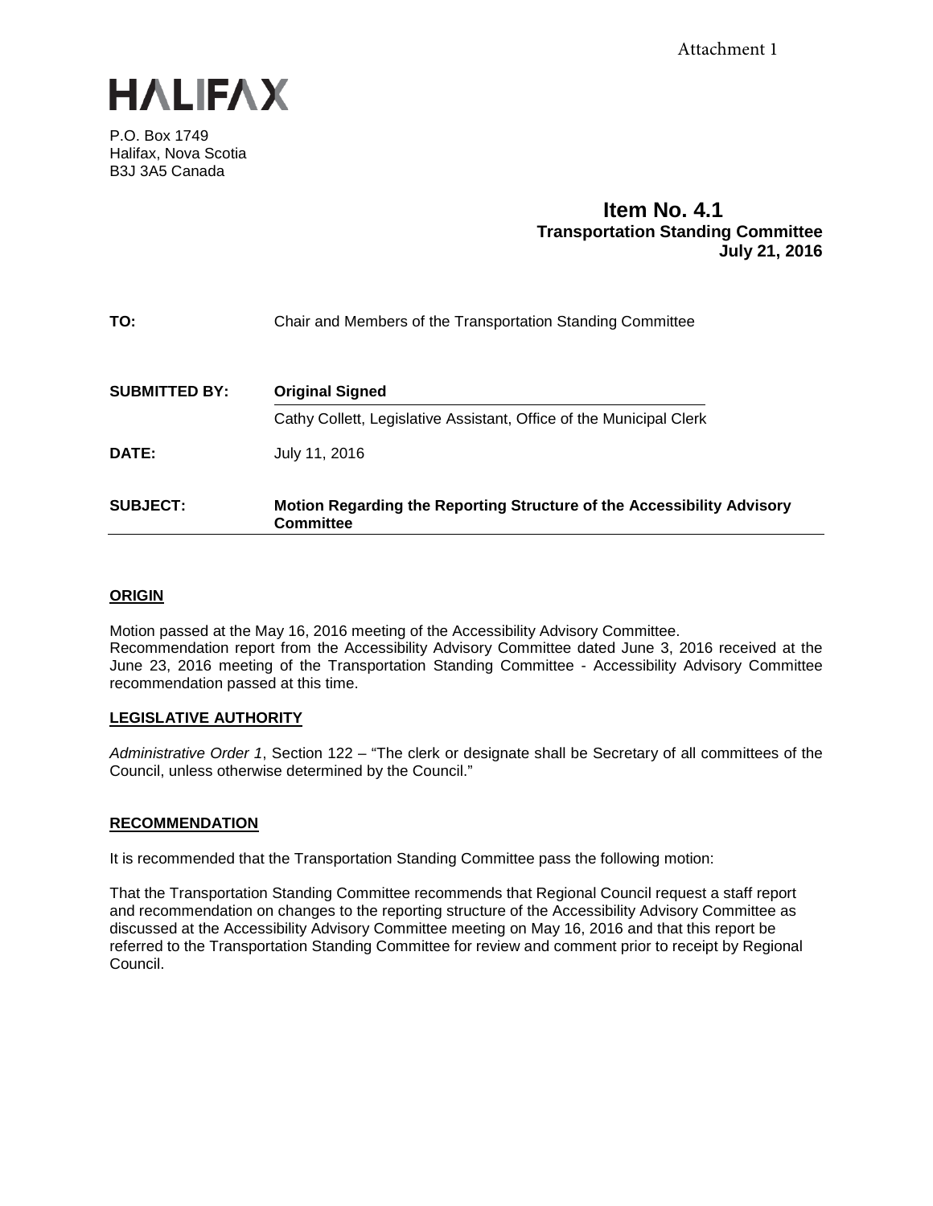Attachment 1

HALIFAX

P.O. Box 1749
Halifax, Nova Scotia
B3J 3A5 Canada

**Item No. 4.1**
**Transportation Standing Committee**
**July 21, 2016**

| | |
|---|---|
| **TO:** | Chair and Members of the Transportation Standing Committee |
| **SUBMITTED BY:** | **Original Signed**<br>Cathy Collett, Legislative Assistant, Office of the Municipal Clerk |
| **DATE:** | July 11, 2016 |
| **SUBJECT:** | **Motion Regarding the Reporting Structure of the Accessibility Advisory Committee** |

## ORIGIN

Motion passed at the May 16, 2016 meeting of the Accessibility Advisory Committee.
Recommendation report from the Accessibility Advisory Committee dated June 3, 2016 received at the June 23, 2016 meeting of the Transportation Standing Committee - Accessibility Advisory Committee recommendation passed at this time.

## LEGISLATIVE AUTHORITY

*Administrative Order 1*, Section 122 – "The clerk or designate shall be Secretary of all committees of the Council, unless otherwise determined by the Council."

## RECOMMENDATION

It is recommended that the Transportation Standing Committee pass the following motion:

That the Transportation Standing Committee recommends that Regional Council request a staff report and recommendation on changes to the reporting structure of the Accessibility Advisory Committee as discussed at the Accessibility Advisory Committee meeting on May 16, 2016 and that this report be referred to the Transportation Standing Committee for review and comment prior to receipt by Regional Council.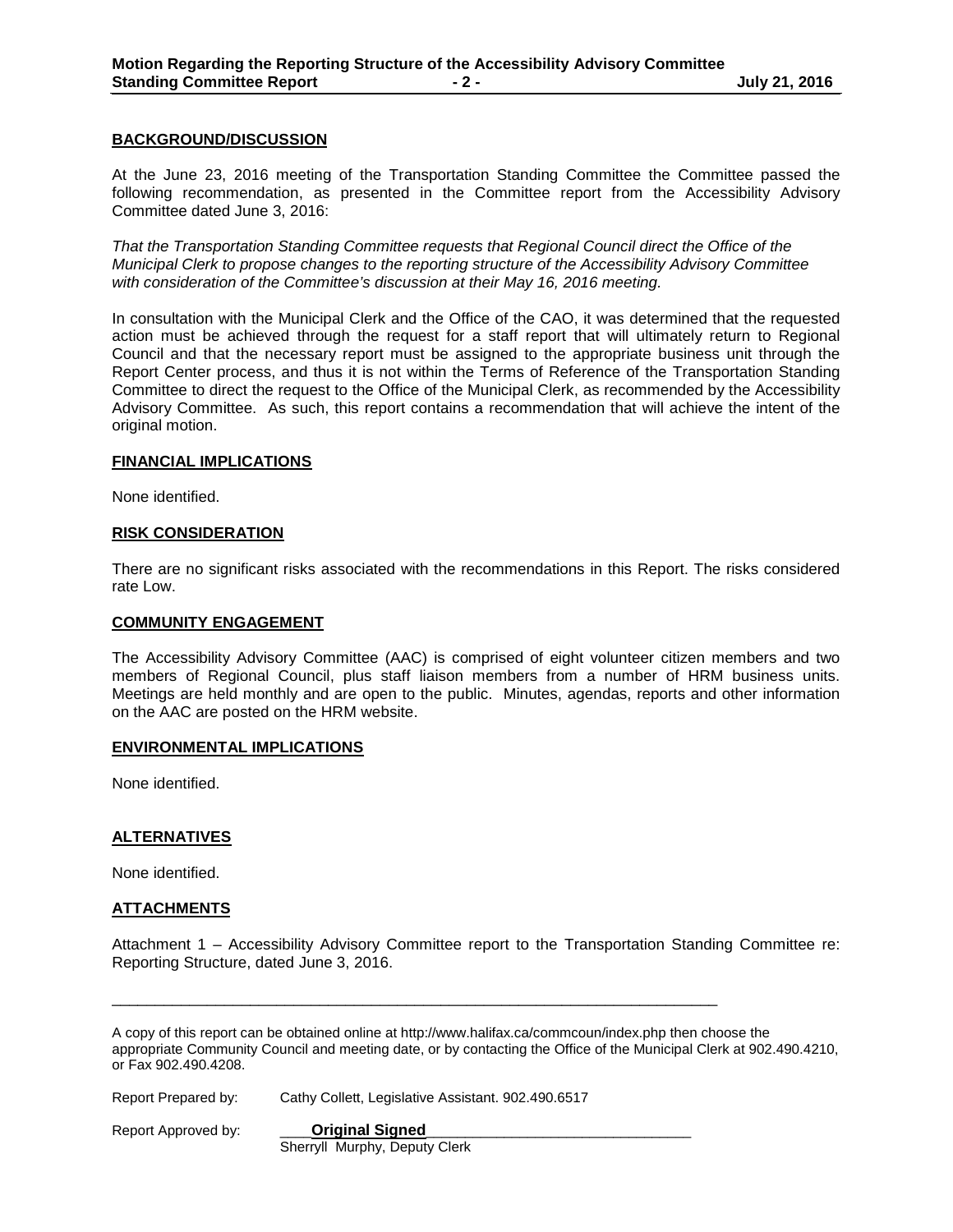## BACKGROUND/DISCUSSION

At the June 23, 2016 meeting of the Transportation Standing Committee the Committee passed the following recommendation, as presented in the Committee report from the Accessibility Advisory Committee dated June 3, 2016:

*That the Transportation Standing Committee requests that Regional Council direct the Office of the Municipal Clerk to propose changes to the reporting structure of the Accessibility Advisory Committee with consideration of the Committee's discussion at their May 16, 2016 meeting.*

In consultation with the Municipal Clerk and the Office of the CAO, it was determined that the requested action must be achieved through the request for a staff report that will ultimately return to Regional Council and that the necessary report must be assigned to the appropriate business unit through the Report Center process, and thus it is not within the Terms of Reference of the Transportation Standing Committee to direct the request to the Office of the Municipal Clerk, as recommended by the Accessibility Advisory Committee. As such, this report contains a recommendation that will achieve the intent of the original motion.

## FINANCIAL IMPLICATIONS

None identified.

## RISK CONSIDERATION

There are no significant risks associated with the recommendations in this Report. The risks considered rate Low.

## COMMUNITY ENGAGEMENT

The Accessibility Advisory Committee (AAC) is comprised of eight volunteer citizen members and two members of Regional Council, plus staff liaison members from a number of HRM business units. Meetings are held monthly and are open to the public. Minutes, agendas, reports and other information on the AAC are posted on the HRM website.

## ENVIRONMENTAL IMPLICATIONS

None identified.

## ALTERNATIVES

None identified.

## ATTACHMENTS

Attachment 1 – Accessibility Advisory Committee report to the Transportation Standing Committee re: Reporting Structure, dated June 3, 2016.

---

A copy of this report can be obtained online at http://www.halifax.ca/commcoun/index.php then choose the appropriate Community Council and meeting date, or by contacting the Office of the Municipal Clerk at 902.490.4210, or Fax 902.490.4208.

Report Prepared by: Cathy Collett, Legislative Assistant. 902.490.6517

Report Approved by: **Original Signed**
Sherryll Murphy, Deputy Clerk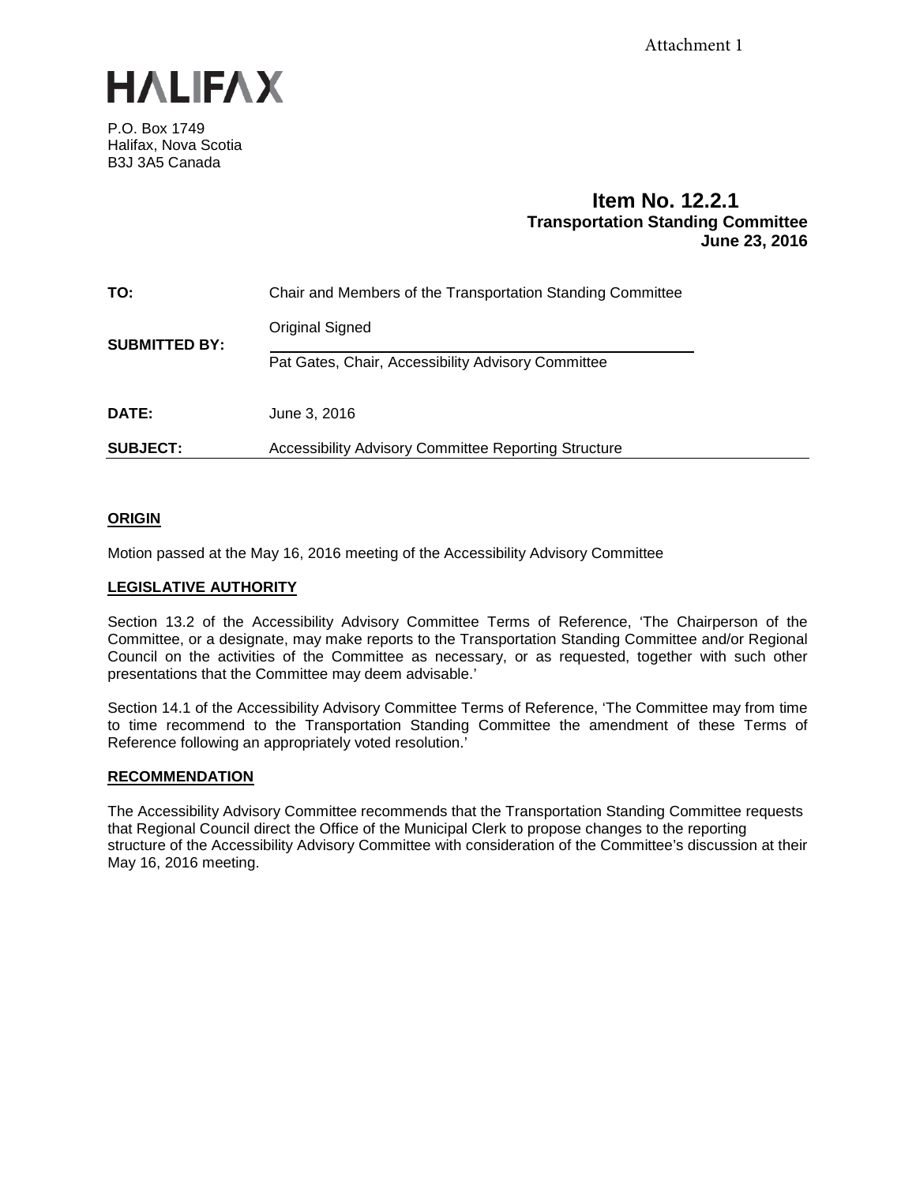Attachment 1

HALIFAX

P.O. Box 1749
Halifax, Nova Scotia
B3J 3A5 Canada

**Item No. 12.2.1**
**Transportation Standing Committee**
**June 23, 2016**

| | |
|---|---|
| **TO:** | Chair and Members of the Transportation Standing Committee |
| **SUBMITTED BY:** | Original Signed<br>Pat Gates, Chair, Accessibility Advisory Committee |
| **DATE:** | June 3, 2016 |
| **SUBJECT:** | Accessibility Advisory Committee Reporting Structure |

## ORIGIN

Motion passed at the May 16, 2016 meeting of the Accessibility Advisory Committee

## LEGISLATIVE AUTHORITY

Section 13.2 of the Accessibility Advisory Committee Terms of Reference, 'The Chairperson of the Committee, or a designate, may make reports to the Transportation Standing Committee and/or Regional Council on the activities of the Committee as necessary, or as requested, together with such other presentations that the Committee may deem advisable.'

Section 14.1 of the Accessibility Advisory Committee Terms of Reference, 'The Committee may from time to time recommend to the Transportation Standing Committee the amendment of these Terms of Reference following an appropriately voted resolution.'

## RECOMMENDATION

The Accessibility Advisory Committee recommends that the Transportation Standing Committee requests that Regional Council direct the Office of the Municipal Clerk to propose changes to the reporting structure of the Accessibility Advisory Committee with consideration of the Committee's discussion at their May 16, 2016 meeting.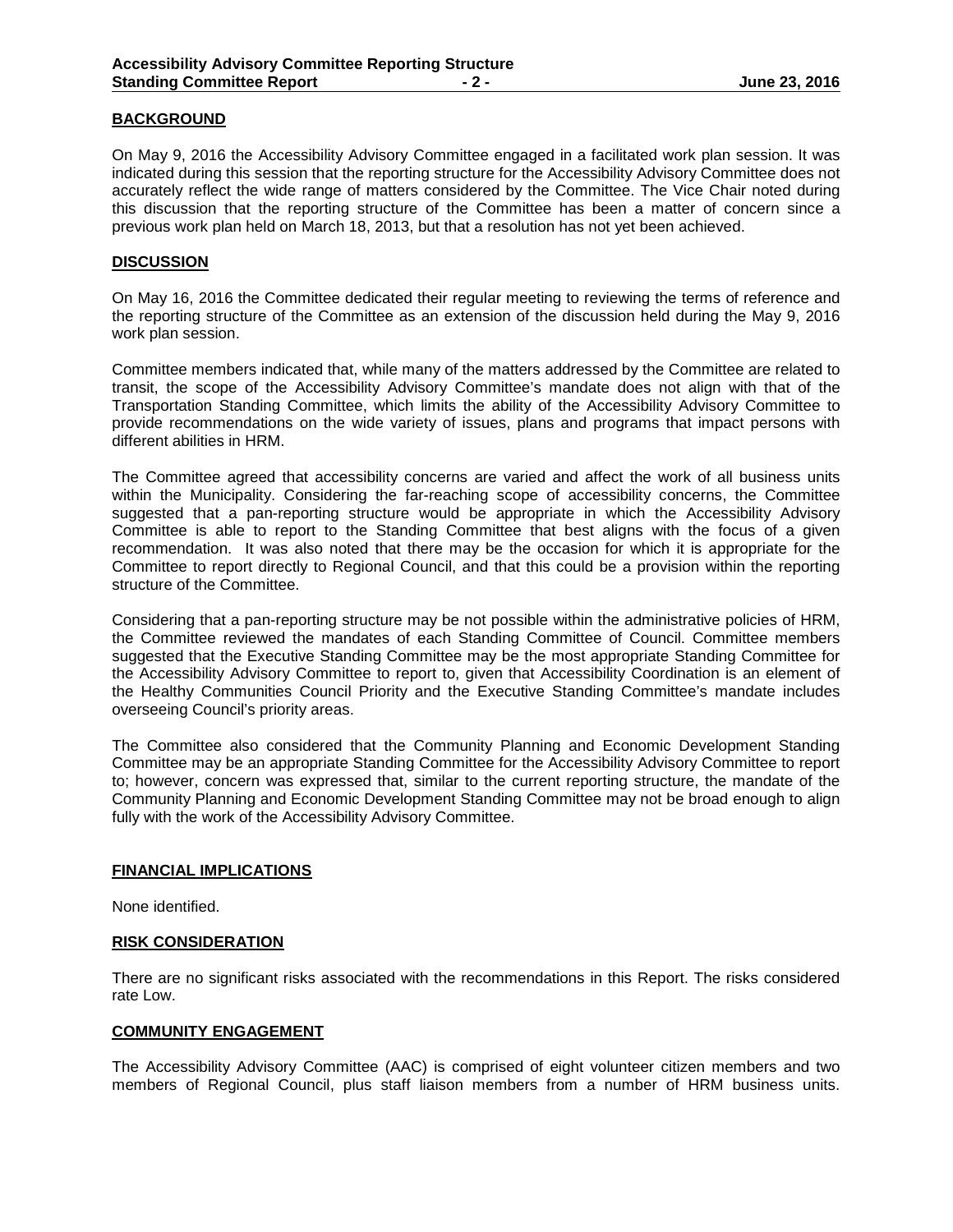## BACKGROUND

On May 9, 2016 the Accessibility Advisory Committee engaged in a facilitated work plan session. It was indicated during this session that the reporting structure for the Accessibility Advisory Committee does not accurately reflect the wide range of matters considered by the Committee. The Vice Chair noted during this discussion that the reporting structure of the Committee has been a matter of concern since a previous work plan held on March 18, 2013, but that a resolution has not yet been achieved.

## DISCUSSION

On May 16, 2016 the Committee dedicated their regular meeting to reviewing the terms of reference and the reporting structure of the Committee as an extension of the discussion held during the May 9, 2016 work plan session.

Committee members indicated that, while many of the matters addressed by the Committee are related to transit, the scope of the Accessibility Advisory Committee's mandate does not align with that of the Transportation Standing Committee, which limits the ability of the Accessibility Advisory Committee to provide recommendations on the wide variety of issues, plans and programs that impact persons with different abilities in HRM.

The Committee agreed that accessibility concerns are varied and affect the work of all business units within the Municipality. Considering the far-reaching scope of accessibility concerns, the Committee suggested that a pan-reporting structure would be appropriate in which the Accessibility Advisory Committee is able to report to the Standing Committee that best aligns with the focus of a given recommendation. It was also noted that there may be the occasion for which it is appropriate for the Committee to report directly to Regional Council, and that this could be a provision within the reporting structure of the Committee.

Considering that a pan-reporting structure may be not possible within the administrative policies of HRM, the Committee reviewed the mandates of each Standing Committee of Council. Committee members suggested that the Executive Standing Committee may be the most appropriate Standing Committee for the Accessibility Advisory Committee to report to, given that Accessibility Coordination is an element of the Healthy Communities Council Priority and the Executive Standing Committee's mandate includes overseeing Council's priority areas.

The Committee also considered that the Community Planning and Economic Development Standing Committee may be an appropriate Standing Committee for the Accessibility Advisory Committee to report to; however, concern was expressed that, similar to the current reporting structure, the mandate of the Community Planning and Economic Development Standing Committee may not be broad enough to align fully with the work of the Accessibility Advisory Committee.

## FINANCIAL IMPLICATIONS

None identified.

## RISK CONSIDERATION

There are no significant risks associated with the recommendations in this Report. The risks considered rate Low.

## COMMUNITY ENGAGEMENT

The Accessibility Advisory Committee (AAC) is comprised of eight volunteer citizen members and two members of Regional Council, plus staff liaison members from a number of HRM business units.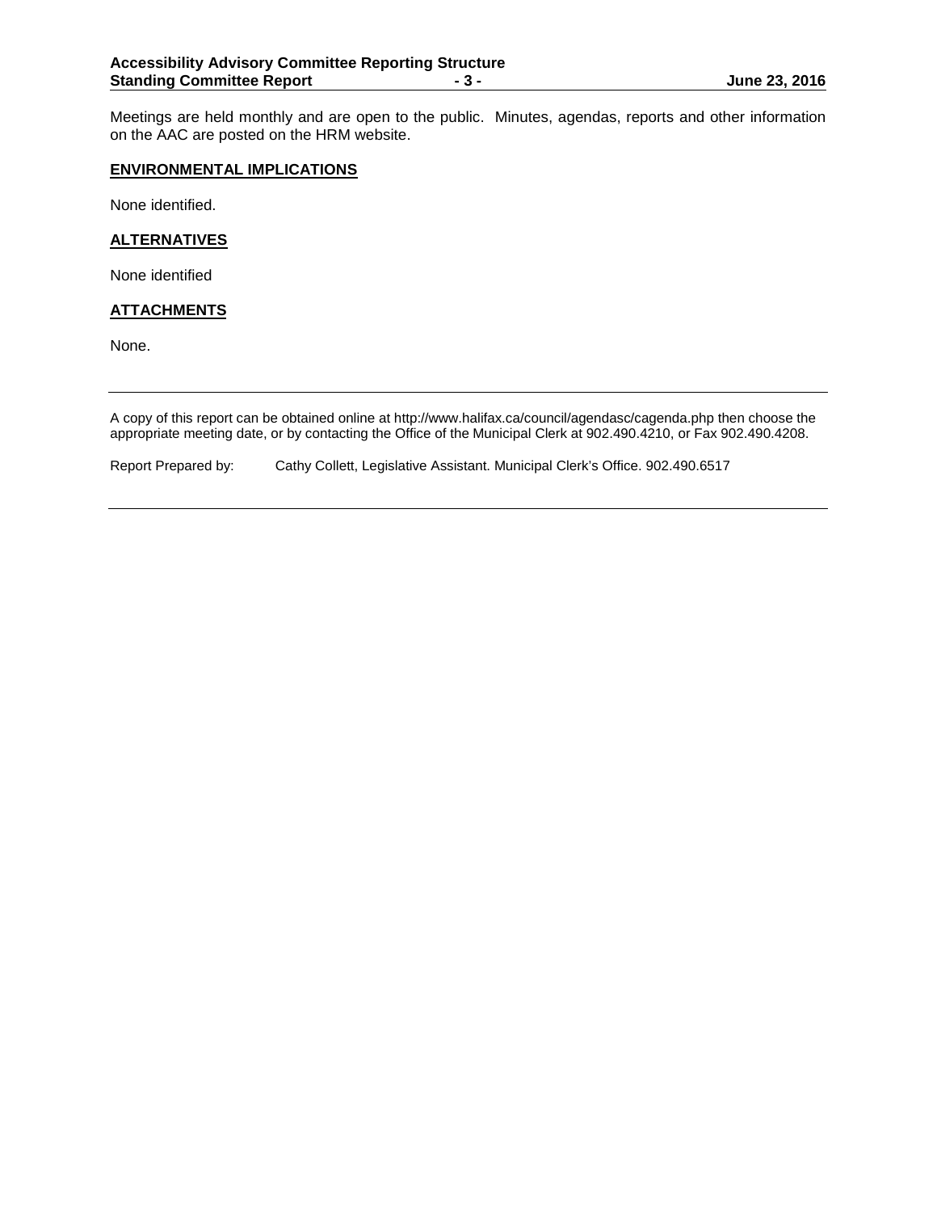Meetings are held monthly and are open to the public. Minutes, agendas, reports and other information on the AAC are posted on the HRM website.

## ENVIRONMENTAL IMPLICATIONS

None identified.

## ALTERNATIVES

None identified

## ATTACHMENTS

None.

---

A copy of this report can be obtained online at http://www.halifax.ca/council/agendasc/cagenda.php then choose the appropriate meeting date, or by contacting the Office of the Municipal Clerk at 902.490.4210, or Fax 902.490.4208.

Report Prepared by: Cathy Collett, Legislative Assistant. Municipal Clerk's Office. 902.490.6517

---